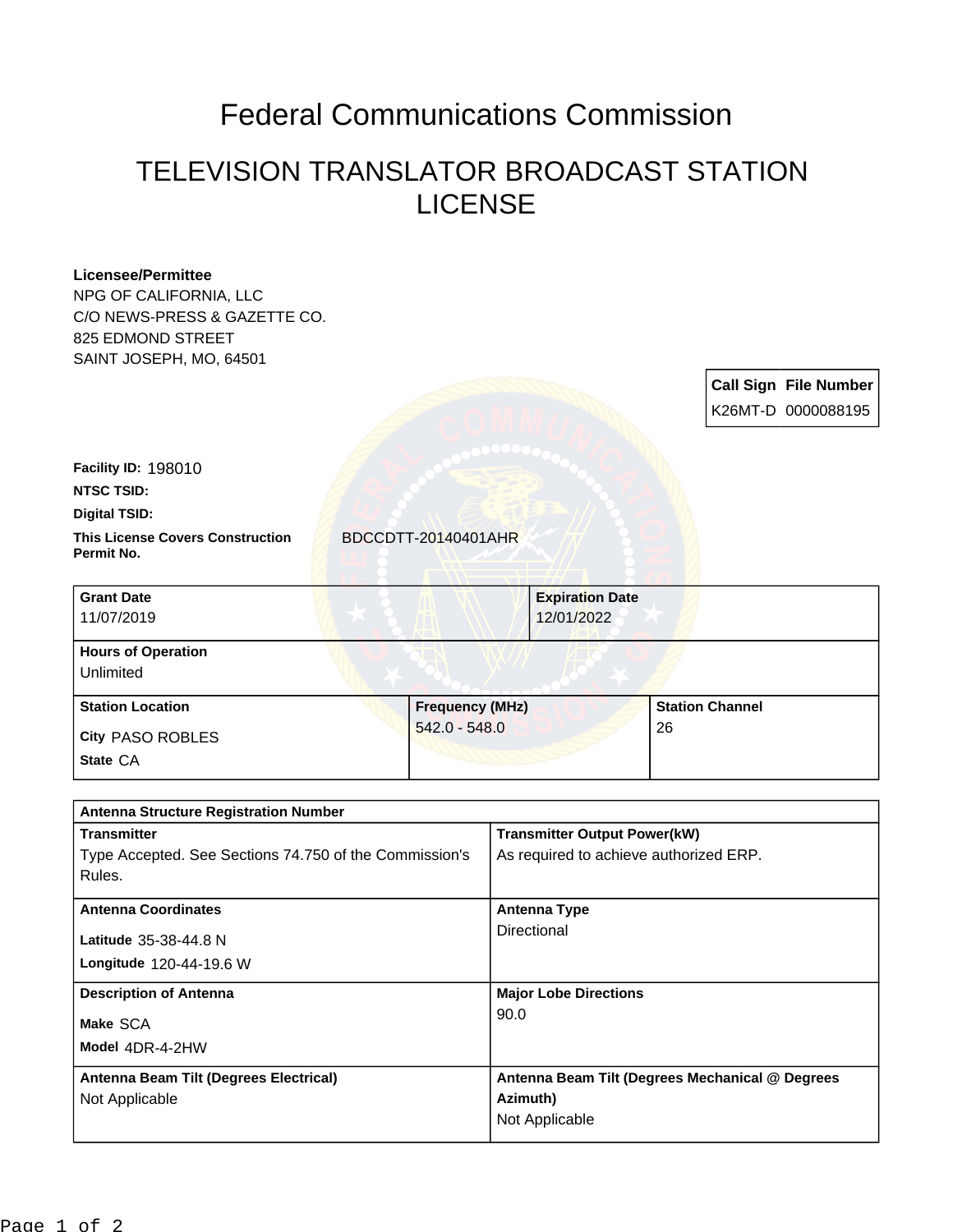# Federal Communications Commission

## TELEVISION TRANSLATOR BROADCAST STATION LICENSE

**Licensee/Permittee**
NPG OF CALIFORNIA, LLC
C/O NEWS-PRESS & GAZETTE CO.
825 EDMOND STREET
SAINT JOSEPH, MO, 64501

| Call Sign | File Number |
|---|---|
| K26MT-D | 0000088195 |

**Facility ID:** 198010

**NTSC TSID:**

**Digital TSID:**

**This License Covers Construction Permit No.** BDCCDTT-20140401AHR

| Grant Date | Expiration Date |
|---|---|
| 11/07/2019 | 12/01/2022 |

| Hours of Operation |
|---|
| Unlimited |

| Station Location | Frequency (MHz) | Station Channel |
|---|---|---|
| City PASO ROBLES<br>State CA | 542.0 - 548.0 | 26 |

| Antenna Structure Registration Number | |
|---|---|
| **Transmitter**<br>Type Accepted. See Sections 74.750 of the Commission's Rules. | **Transmitter Output Power(kW)**<br>As required to achieve authorized ERP. |
| **Antenna Coordinates**<br>Latitude 35-38-44.8 N<br>Longitude 120-44-19.6 W | **Antenna Type**<br>Directional |
| **Description of Antenna**<br>Make SCA<br>Model 4DR-4-2HW | **Major Lobe Directions**<br>90.0 |
| **Antenna Beam Tilt (Degrees Electrical)**<br>Not Applicable | **Antenna Beam Tilt (Degrees Mechanical @ Degrees Azimuth)**<br>Not Applicable |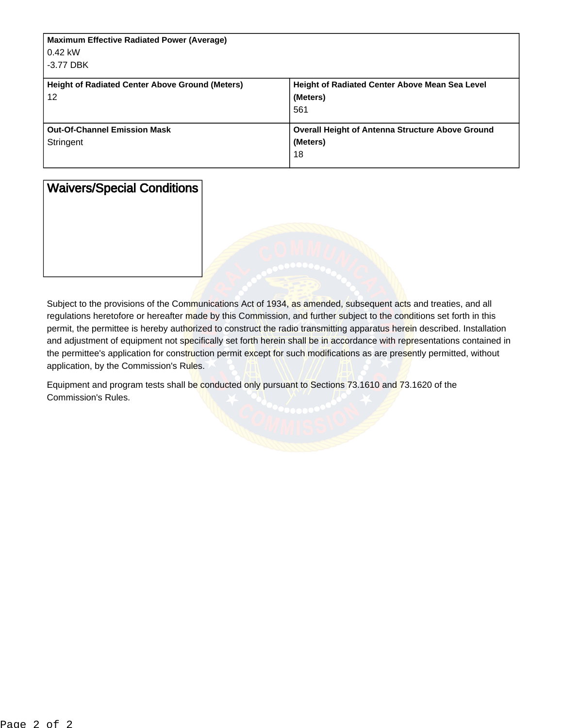| | |
|---|---|
| **Maximum Effective Radiated Power (Average)**<br>0.42 kW<br>-3.77 DBK | |
| **Height of Radiated Center Above Ground (Meters)**<br>12 | **Height of Radiated Center Above Mean Sea Level (Meters)**<br>561 |
| **Out-Of-Channel Emission Mask**<br>Stringent | **Overall Height of Antenna Structure Above Ground (Meters)**<br>18 |

## Waivers/Special Conditions

Subject to the provisions of the Communications Act of 1934, as amended, subsequent acts and treaties, and all regulations heretofore or hereafter made by this Commission, and further subject to the conditions set forth in this permit, the permittee is hereby authorized to construct the radio transmitting apparatus herein described. Installation and adjustment of equipment not specifically set forth herein shall be in accordance with representations contained in the permittee's application for construction permit except for such modifications as are presently permitted, without application, by the Commission's Rules.

Equipment and program tests shall be conducted only pursuant to Sections 73.1610 and 73.1620 of the Commission's Rules.